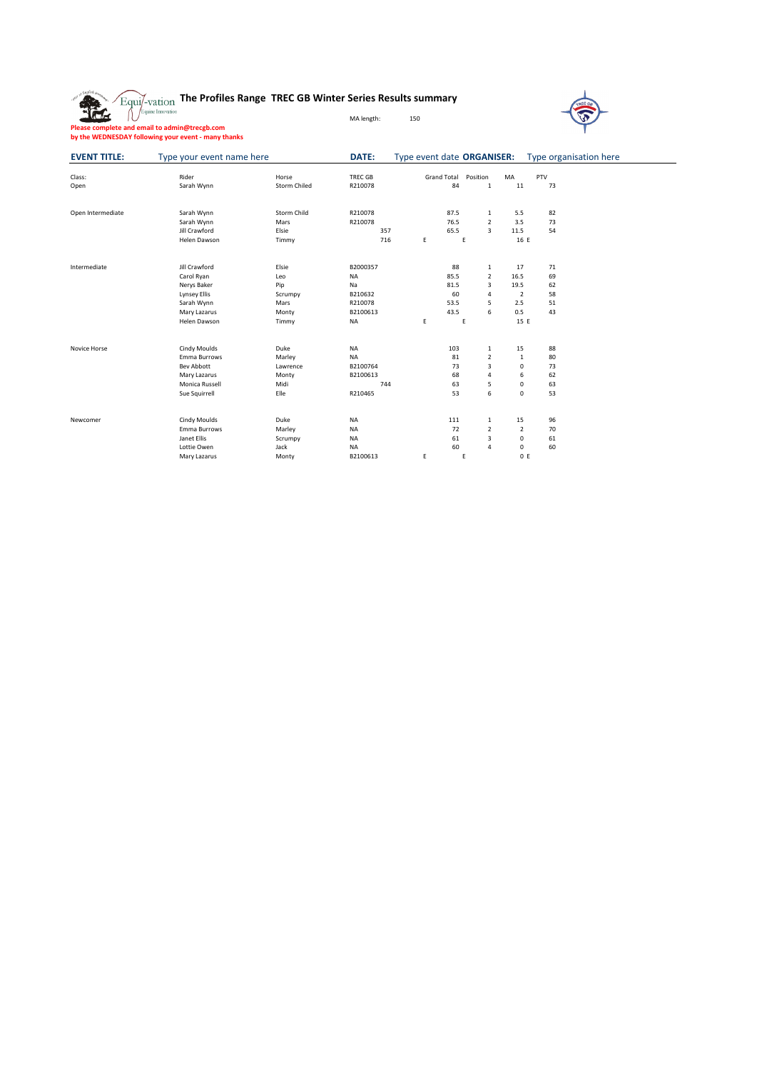# The Profiles Range TREC GB Winter Series Results summary

MA length: 150

**Please complete and email to admin@trecgb.com**
**by the WEDNESDAY following your event - many thanks**

**EVENT TITLE:** Type your event name here **DATE:** Type event date **ORGANISER:** Type organisation here

| Class: | Rider | Horse | TREC GB | | Grand Total | Position | MA | PTV |
|---|---|---|---|---|---|---|---|---|
| Open | Sarah Wynn | Storm Chiled | R210078 | | 84 | 1 | 11 | 73 |
| | | | | | | | | |
| Open Intermediate | Sarah Wynn | Storm Child | R210078 | | 87.5 | 1 | 5.5 | 82 |
| | Sarah Wynn | Mars | R210078 | | 76.5 | 2 | 3.5 | 73 |
| | Jill Crawford | Elsie | 357 | | 65.5 | 3 | 11.5 | 54 |
| | Helen Dawson | Timmy | 716 | E | E | | 16 E | |
| | | | | | | | | |
| Intermediate | Jill Crawford | Elsie | B2000357 | | 88 | 1 | 17 | 71 |
| | Carol Ryan | Leo | NA | | 85.5 | 2 | 16.5 | 69 |
| | Nerys Baker | Pip | Na | | 81.5 | 3 | 19.5 | 62 |
| | Lynsey Ellis | Scrumpy | B210632 | | 60 | 4 | 2 | 58 |
| | Sarah Wynn | Mars | R210078 | | 53.5 | 5 | 2.5 | 51 |
| | Mary Lazarus | Monty | B2100613 | | 43.5 | 6 | 0.5 | 43 |
| | Helen Dawson | Timmy | NA | E | E | | 15 E | |
| | | | | | | | | |
| Novice Horse | Cindy Moulds | Duke | NA | | 103 | 1 | 15 | 88 |
| | Emma Burrows | Marley | NA | | 81 | 2 | 1 | 80 |
| | Bev Abbott | Lawrence | B2100764 | | 73 | 3 | 0 | 73 |
| | Mary Lazarus | Monty | B2100613 | | 68 | 4 | 6 | 62 |
| | Monica Russell | Midi | 744 | | 63 | 5 | 0 | 63 |
| | Sue Squirrell | Elle | R210465 | | 53 | 6 | 0 | 53 |
| | | | | | | | | |
| Newcomer | Cindy Moulds | Duke | NA | | 111 | 1 | 15 | 96 |
| | Emma Burrows | Marley | NA | | 72 | 2 | 2 | 70 |
| | Janet Ellis | Scrumpy | NA | | 61 | 3 | 0 | 61 |
| | Lottie Owen | Jack | NA | | 60 | 4 | 0 | 60 |
| | Mary Lazarus | Monty | B2100613 | E | E | | 0 E | |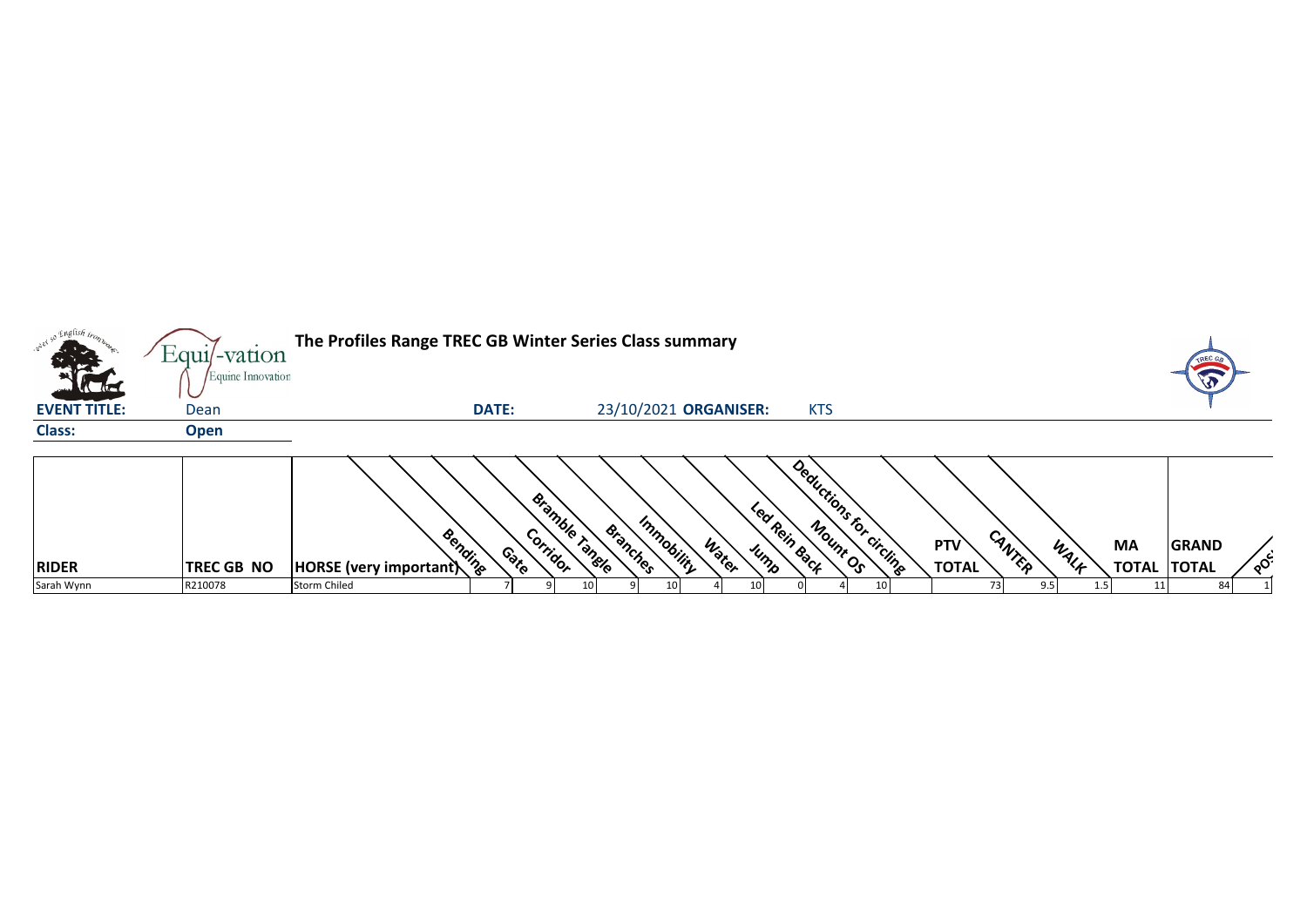# The Profiles Range TREC GB Winter Series Class summary

**EVENT TITLE:** Dean **DATE:** 23/10/2021 **ORGANISER:** KTS

**Class:** Open

| RIDER | TREC GB NO | HORSE (very important) | Bending | Gate | Corridor | Bramble Tangle | Branches | Immobility | Water | Jump | Led Rein Back | Mount OS | Deductions for circling | PTV TOTAL | CANTER | WALK | MA TOTAL | GRAND TOTAL | POS |
|---|---|---|---|---|---|---|---|---|---|---|---|---|---|---|---|---|---|---|---|
| Sarah Wynn | R210078 | Storm Chiled | 7 | 9 | 10 | 9 | 10 | 4 | 10 | 0 | 4 | 10 | | 73 | 9.5 | 1.5 | 11 | 84 | 1 |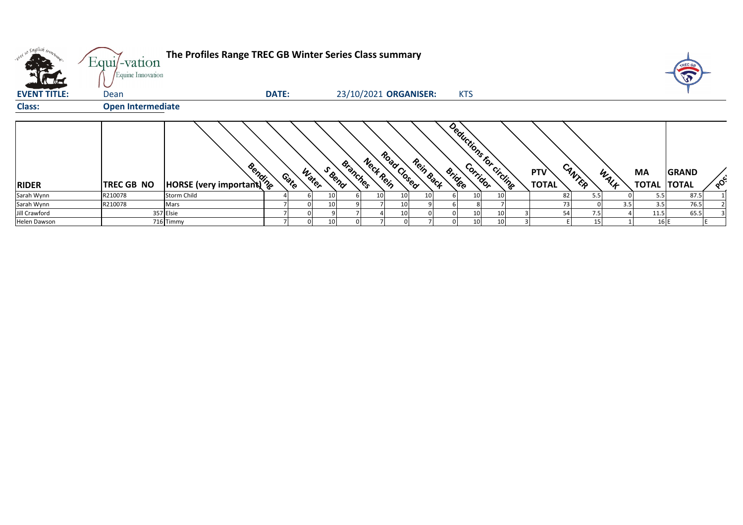# The Profiles Range TREC GB Winter Series Class summary

**EVENT TITLE:** Dean **DATE:** 23/10/2021 **ORGANISER:** KTS

**Class:** **Open Intermediate**

| RIDER | TREC GB NO | HORSE (very important) | Bending | Gate | Water | S Bend | Branches | Neck Rein | Road Closed | Rein Back | Bridge | Corridor | Deductions for circling | PTV TOTAL | CANTER | WALK | MA TOTAL | GRAND TOTAL | POS |
|---|---|---|---|---|---|---|---|---|---|---|---|---|---|---|---|---|---|---|---|
| Sarah Wynn | R210078 | Storm Child | 4 | 6 | 10 | 6 | 10 | 10 | 10 | 6 | 10 | 10 | | 82 | 5.5 | 0 | 5.5 | 87.5 | 1 |
| Sarah Wynn | R210078 | Mars | 7 | 0 | 10 | 9 | 7 | 10 | 9 | 6 | 8 | 7 | | 73 | 0 | 3.5 | 3.5 | 76.5 | 2 |
| Jill Crawford | 357 | Elsie | 7 | 0 | 9 | 7 | 4 | 10 | 0 | 0 | 10 | 10 | 3 | 54 | 7.5 | 4 | 11.5 | 65.5 | 3 |
| Helen Dawson | 716 | Timmy | 7 | 0 | 10 | 0 | 7 | 0 | 7 | 0 | 10 | 10 | 3 | E | 15 | 1 | 16 | E | E |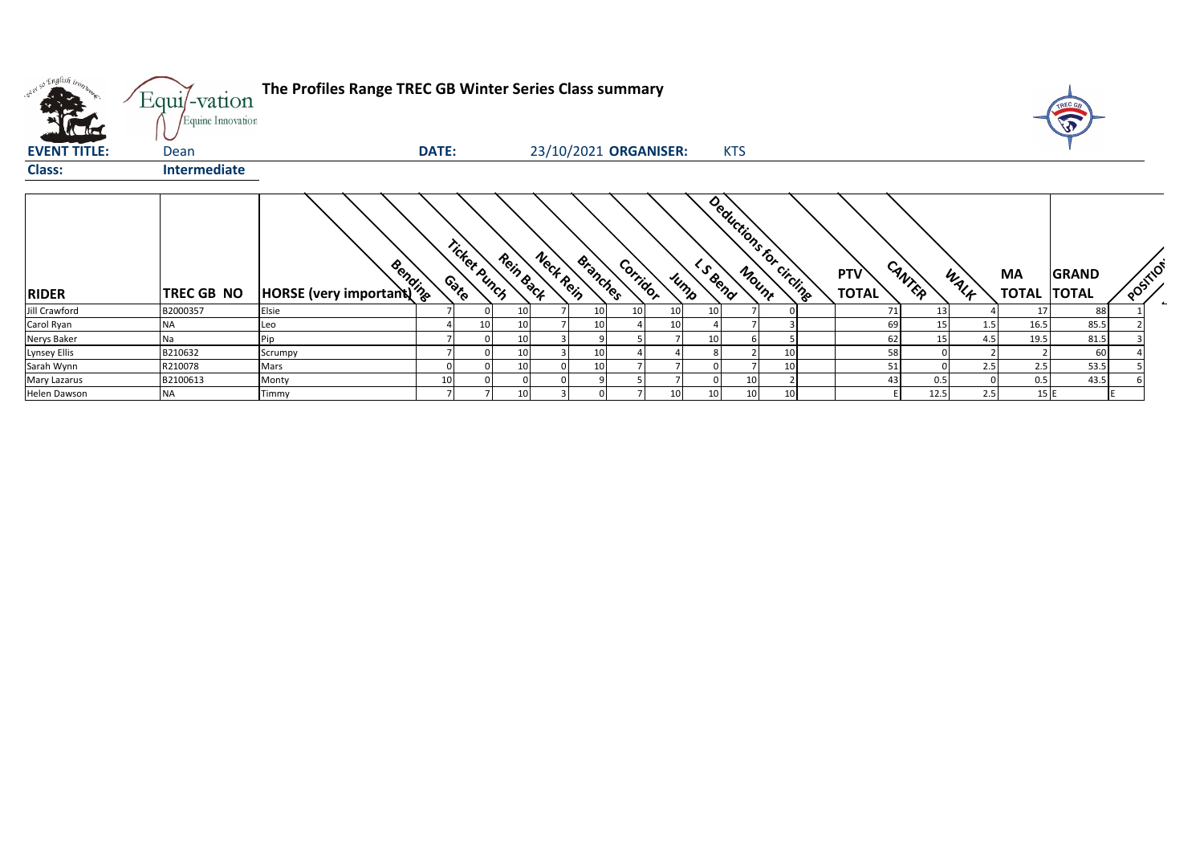# The Profiles Range TREC GB Winter Series Class summary

**EVENT TITLE:** Dean **DATE:** 23/10/2021 **ORGANISER:** KTS

**Class:** Intermediate

| RIDER | TREC GB NO | HORSE (very important) | Bending | Gate | Ticket Punch | Rein Back | Neck Rein | Branches | Corridor | Jump | L S Bend | Mount | Deductions for circling | PTV TOTAL | CANTER | WALK | MA TOTAL | GRAND TOTAL | POSITION |
|---|---|---|---|---|---|---|---|---|---|---|---|---|---|---|---|---|---|---|---|
| Jill Crawford | B2000357 | Elsie | 7 | 0 | 10 | 7 | 10 | 10 | 10 | 10 | 7 | 0 | 71 | 13 | 4 | 17 | 88 | 1 |
| Carol Ryan | NA | Leo | 4 | 10 | 10 | 7 | 10 | 4 | 10 | 4 | 7 | 3 | 69 | 15 | 1.5 | 16.5 | 85.5 | 2 |
| Nerys Baker | Na | Pip | 7 | 0 | 10 | 3 | 9 | 5 | 7 | 10 | 6 | 5 | 62 | 15 | 4.5 | 19.5 | 81.5 | 3 |
| Lynsey Ellis | B210632 | Scrumpy | 7 | 0 | 10 | 3 | 10 | 4 | 4 | 8 | 2 | 10 | 58 | 0 | 2 | 2 | 60 | 4 |
| Sarah Wynn | R210078 | Mars | 0 | 0 | 10 | 0 | 10 | 7 | 7 | 0 | 7 | 10 | 51 | 0 | 2.5 | 2.5 | 53.5 | 5 |
| Mary Lazarus | B2100613 | Monty | 10 | 0 | 0 | 0 | 9 | 5 | 7 | 0 | 10 | 2 | 43 | 0.5 | 0 | 0.5 | 43.5 | 6 |
| Helen Dawson | NA | Timmy | 7 | 7 | 10 | 3 | 0 | 7 | 10 | 10 | 10 | 10 | E | 12.5 | 2.5 | 15 | E | E |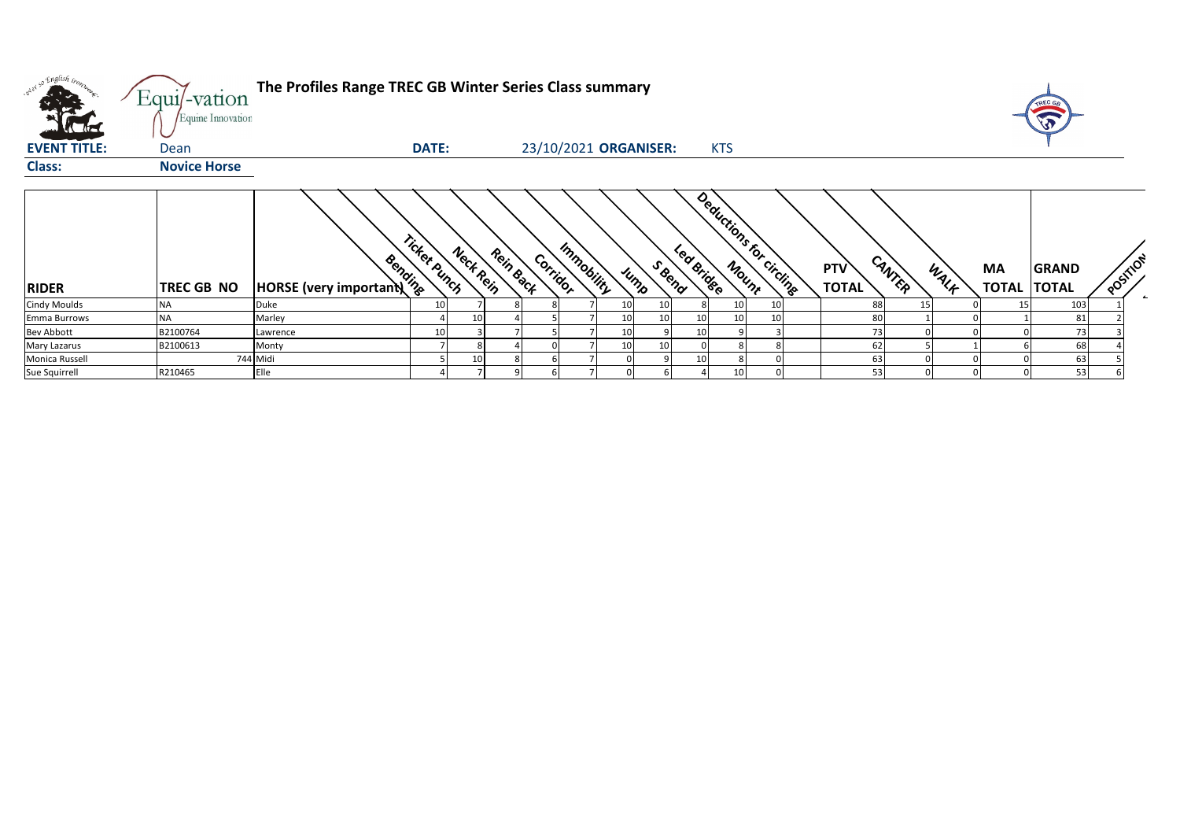# The Profiles Range TREC GB Winter Series Class summary

**EVENT TITLE:** Dean **DATE:** 23/10/2021 **ORGANISER:** KTS

**Class:** **Novice Horse**

| RIDER | TREC GB NO | HORSE (very important) | Bending | Ticket Punch | Neck Rein | Rein Back | Corridor | Immobility | Jump | S Bend | Led Bridge | Mount | Deductions for circling | PTV TOTAL | CANTER | WALK | MA TOTAL | GRAND TOTAL | POSITION |
|---|---|---|---|---|---|---|---|---|---|---|---|---|---|---|---|---|---|---|---|
| Cindy Moulds | NA | Duke | 10 | 7 | 8 | 8 | 7 | 10 | 10 | 8 | 10 | 10 | | 88 | 15 | 0 | 15 | 103 | 1 |
| Emma Burrows | NA | Marley | 4 | 10 | 4 | 5 | 7 | 10 | 10 | 10 | 10 | 10 | | 80 | 1 | 0 | 1 | 81 | 2 |
| Bev Abbott | B2100764 | Lawrence | 10 | 3 | 7 | 5 | 7 | 10 | 9 | 10 | 9 | 3 | | 73 | 0 | 0 | 0 | 73 | 3 |
| Mary Lazarus | B2100613 | Monty | 7 | 8 | 4 | 0 | 7 | 10 | 10 | 0 | 8 | 8 | | 62 | 5 | 1 | 6 | 68 | 4 |
| Monica Russell | 744 | Midi | 5 | 10 | 8 | 6 | 7 | 0 | 9 | 10 | 8 | 0 | | 63 | 0 | 0 | 0 | 63 | 5 |
| Sue Squirrell | R210465 | Elle | 4 | 7 | 9 | 6 | 7 | 0 | 6 | 4 | 10 | 0 | | 53 | 0 | 0 | 0 | 53 | 6 |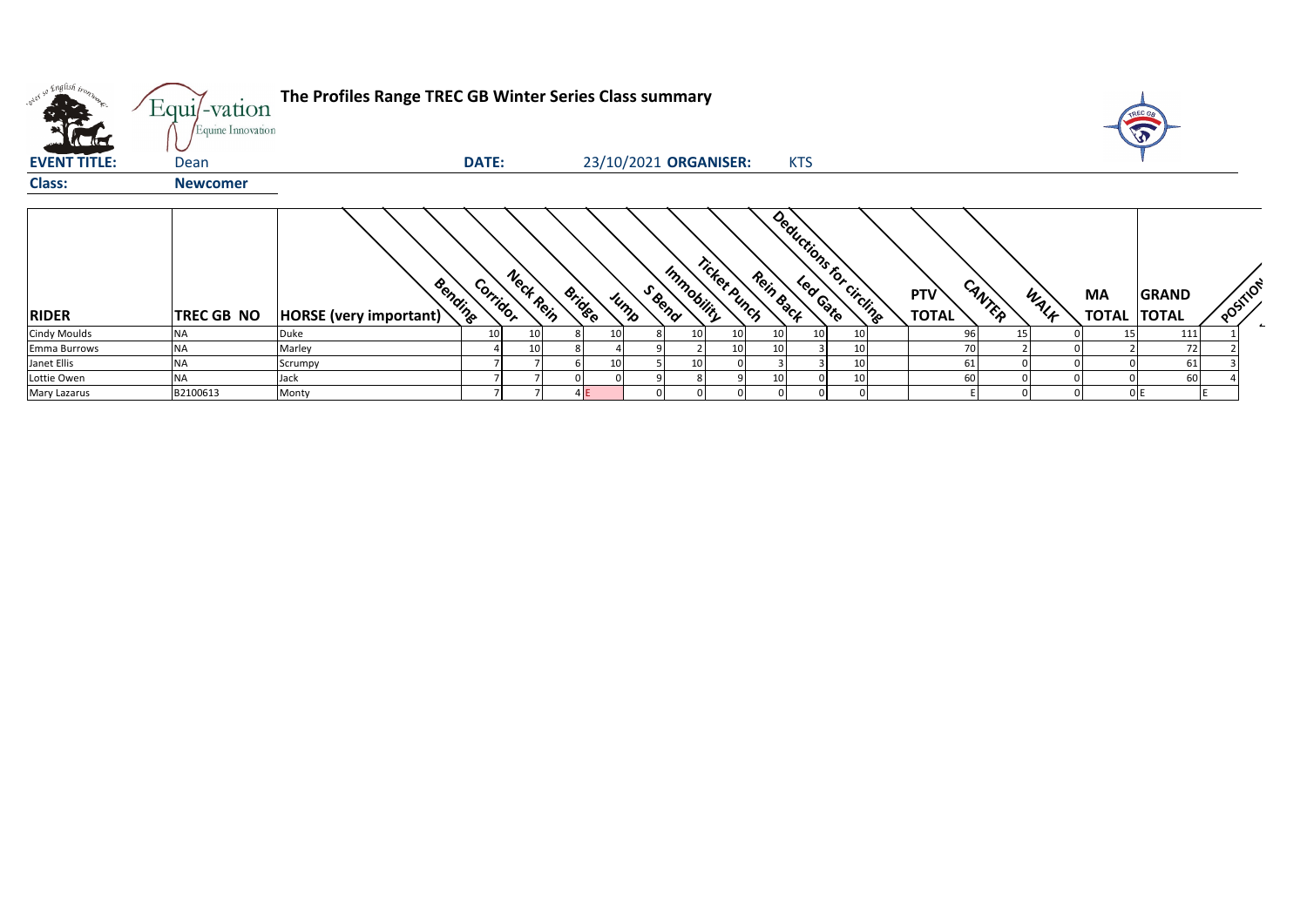# The Profiles Range TREC GB Winter Series Class summary

**EVENT TITLE:** Dean **DATE:** 23/10/2021 **ORGANISER:** KTS

**Class:** **Newcomer**

| RIDER | TREC GB NO | HORSE (very important) | Bending | Corridor | Neck Rein | Bridge | Jump | S Bend | Immobility | Ticket Punch | Rein Back | Led Gate | Deductions for circling | PTV TOTAL | CANTER | WALK | MA TOTAL | GRAND TOTAL | POSITION |
|---|---|---|---|---|---|---|---|---|---|---|---|---|---|---|---|---|---|---|---|
| Cindy Moulds | NA | Duke | 10 | 10 | 8 | 10 | 8 | 10 | 10 | 10 | 10 | 10 | | 96 | 15 | 0 | 15 | 111 | 1 |
| Emma Burrows | NA | Marley | 4 | 10 | 8 | 4 | 9 | 2 | 10 | 10 | 3 | 10 | | 70 | 2 | 0 | 2 | 72 | 2 |
| Janet Ellis | NA | Scrumpy | 7 | 7 | 6 | 10 | 5 | 10 | 0 | 3 | 3 | 10 | | 61 | 0 | 0 | 0 | 61 | 3 |
| Lottie Owen | NA | Jack | 7 | 7 | 0 | 0 | 9 | 8 | 9 | 10 | 0 | 10 | | 60 | 0 | 0 | 0 | 60 | 4 |
| Mary Lazarus | B2100613 | Monty | 7 | 7 | 4 | E | 0 | 0 | 0 | 0 | 0 | 0 | | E | 0 | 0 | 0 | E | E |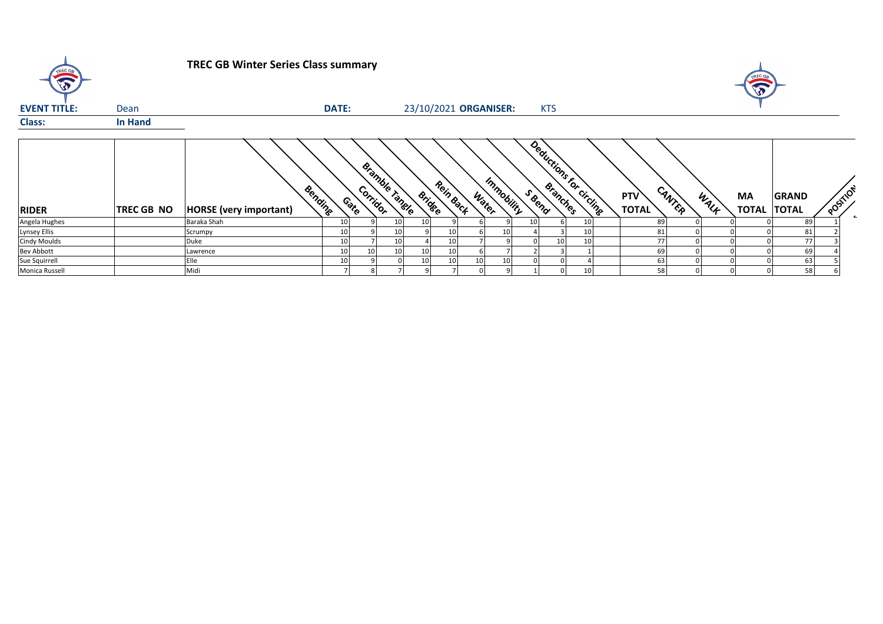# TREC GB Winter Series Class summary

**EVENT TITLE:** Dean **DATE:** 23/10/2021 **ORGANISER:** KTS

**Class:** **In Hand**

| RIDER | TREC GB NO | HORSE (very important) | Bending | Gate | Corridor | Bramble Tangle | Bridge | Rein Back | Water | Immobility | S Bend | Branches | Deductions for circling | PTV TOTAL | CANTER | WALK | MA TOTAL | GRAND TOTAL | POSITION |
|---|---|---|---|---|---|---|---|---|---|---|---|---|---|---|---|---|---|---|---|
| Angela Hughes | | Baraka Shah | 10 | 9 | 10 | 10 | 9 | 6 | 9 | 10 | 6 | 10 | | 89 | 0 | 0 | 0 | 89 | 1 |
| Lynsey Ellis | | Scrumpy | 10 | 9 | 10 | 9 | 10 | 6 | 10 | 4 | 3 | 10 | | 81 | 0 | 0 | 0 | 81 | 2 |
| Cindy Moulds | | Duke | 10 | 7 | 10 | 4 | 10 | 7 | 9 | 0 | 10 | 10 | | 77 | 0 | 0 | 0 | 77 | 3 |
| Bev Abbott | | Lawrence | 10 | 10 | 10 | 10 | 10 | 6 | 7 | 2 | 3 | 1 | | 69 | 0 | 0 | 0 | 69 | 4 |
| Sue Squirrell | | Elle | 10 | 9 | 0 | 10 | 10 | 10 | 10 | 0 | 0 | 4 | | 63 | 0 | 0 | 0 | 63 | 5 |
| Monica Russell | | Midi | 7 | 8 | 7 | 9 | 7 | 0 | 9 | 1 | 0 | 10 | | 58 | 0 | 0 | 0 | 58 | 6 |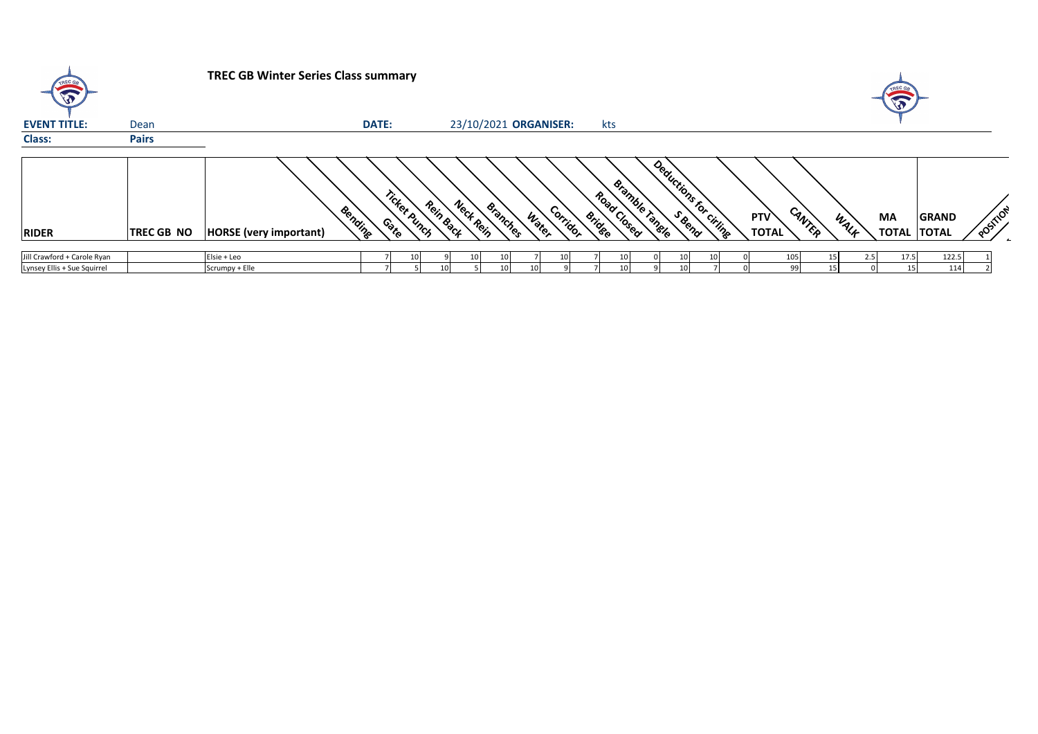**TREC GB Winter Series Class summary**

**EVENT TITLE:** Dean **DATE:** 23/10/2021 **ORGANISER:** kts

**Class:** **Pairs**

| RIDER | TREC GB NO | HORSE (very important) | Bending | Gate | Ticket Punch | Rein Back | Neck Rein | Branches | Water | Corridor | Bridge | Road Closed | Bramble Tangle | S Bend | Deductions for cirling | PTV TOTAL | CANTER | WALK | MA TOTAL | GRAND TOTAL | POSITION |
|---|---|---|---|---|---|---|---|---|---|---|---|---|---|---|---|---|---|---|---|---|---|
| Jill Crawford + Carole Ryan | | Elsie + Leo | 7 | 10 | 9 | 10 | 10 | 7 | 10 | 7 | 10 | 0 | 10 | 10 | 0 | 105 | 15 | 2.5 | 17.5 | 122.5 | 1 |
| Lynsey Ellis + Sue Squirrel | | Scrumpy + Elle | 7 | 5 | 10 | 5 | 10 | 10 | 9 | 7 | 10 | 9 | 10 | 7 | 0 | 99 | 15 | 0 | 15 | 114 | 2 |